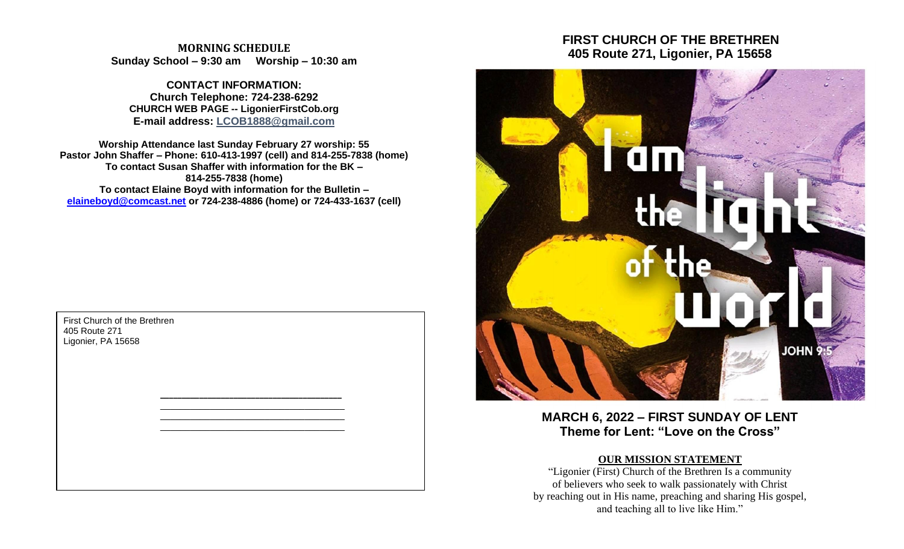**MORNING SCHEDULE**
**Sunday School – 9:30 am Worship – 10:30 am**

**CONTACT INFORMATION:**
**Church Telephone: 724-238-6292**
**CHURCH WEB PAGE -- LigonierFirstCob.org**
**E-mail address: LCOB1888@gmail.com**

**Worship Attendance last Sunday February 27 worship: 55**
**Pastor John Shaffer – Phone: 610-413-1997 (cell) and 814-255-7838 (home)**
**To contact Susan Shaffer with information for the BK – 814-255-7838 (home)**
**To contact Elaine Boyd with information for the Bulletin – elaineboyd@comcast.net or 724-238-4886 (home) or 724-433-1637 (cell)**

First Church of the Brethren
405 Route 271
Ligonier, PA 15658

______________________________
______________________________
______________________________
______________________________

# FIRST CHURCH OF THE BRETHREN
## 405 Route 271, Ligonier, PA 15658

I am the light of the world
JOHN 9:5

## MARCH 6, 2022 – FIRST SUNDAY OF LENT
## Theme for Lent: "Love on the Cross"

**OUR MISSION STATEMENT**

"Ligonier (First) Church of the Brethren Is a community of believers who seek to walk passionately with Christ by reaching out in His name, preaching and sharing His gospel, and teaching all to live like Him."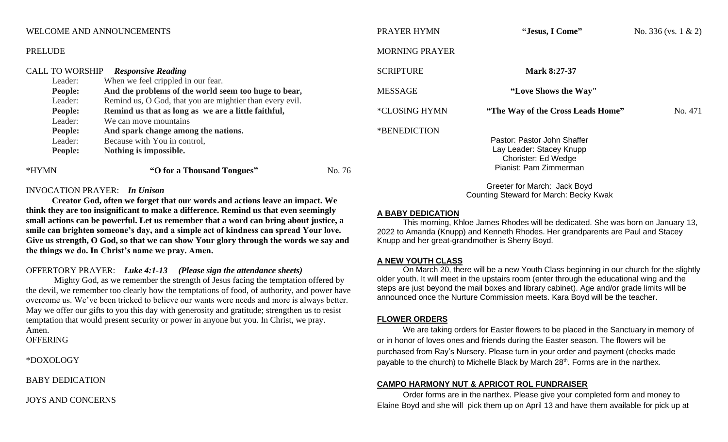WELCOME AND ANNOUNCEMENTS

PRELUDE

CALL TO WORSHIP ***Responsive Reading***

| | |
|---|---|
| Leader: | When we feel crippled in our fear. |
| **People:** | **And the problems of the world seem too huge to bear,** |
| Leader: | Remind us, O God, that you are mightier than every evil. |
| **People:** | **Remind us that as long as we are a little faithful,** |
| Leader: | We can move mountains |
| **People:** | **And spark change among the nations.** |
| Leader: | Because with You in control, |
| **People:** | **Nothing is impossible.** |

*HYMN **"O for a Thousand Tongues"** No. 76

INVOCATION PRAYER: ***In Unison***

**Creator God, often we forget that our words and actions leave an impact. We think they are too insignificant to make a difference. Remind us that even seemingly small actions can be powerful. Let us remember that a word can bring about justice, a smile can brighten someone's day, and a simple act of kindness can spread Your love. Give us strength, O God, so that we can show Your glory through the words we say and the things we do. In Christ's name we pray. Amen.**

OFFERTORY PRAYER: ***Luke 4:1-13 (Please sign the attendance sheets)***

Mighty God, as we remember the strength of Jesus facing the temptation offered by the devil, we remember too clearly how the temptations of food, of authority, and power have overcome us. We've been tricked to believe our wants were needs and more is always better. May we offer our gifts to you this day with generosity and gratitude; strengthen us to resist temptation that would present security or power in anyone but you. In Christ, we pray. Amen.

OFFERING

*DOXOLOGY

BABY DEDICATION

JOYS AND CONCERNS

PRAYER HYMN **"Jesus, I Come"** No. 336 (vs. 1 & 2)

MORNING PRAYER

SCRIPTURE **Mark 8:27-37**

MESSAGE **"Love Shows the Way"**

*CLOSING HYMN **"The Way of the Cross Leads Home"** No. 471

*BENEDICTION

Pastor: Pastor John Shaffer
Lay Leader: Stacey Knupp
Chorister: Ed Wedge
Pianist: Pam Zimmerman

Greeter for March: Jack Boyd
Counting Steward for March: Becky Kwak

**A BABY DEDICATION**

This morning, Khloe James Rhodes will be dedicated. She was born on January 13, 2022 to Amanda (Knupp) and Kenneth Rhodes. Her grandparents are Paul and Stacey Knupp and her great-grandmother is Sherry Boyd.

**A NEW YOUTH CLASS**

On March 20, there will be a new Youth Class beginning in our church for the slightly older youth. It will meet in the upstairs room (enter through the educational wing and the steps are just beyond the mail boxes and library cabinet). Age and/or grade limits will be announced once the Nurture Commission meets. Kara Boyd will be the teacher.

**FLOWER ORDERS**

We are taking orders for Easter flowers to be placed in the Sanctuary in memory of or in honor of loves ones and friends during the Easter season. The flowers will be purchased from Ray's Nursery. Please turn in your order and payment (checks made payable to the church) to Michelle Black by March 28th. Forms are in the narthex.

**CAMPO HARMONY NUT & APRICOT ROL FUNDRAISER**

Order forms are in the narthex. Please give your completed form and money to Elaine Boyd and she will pick them up on April 13 and have them available for pick up at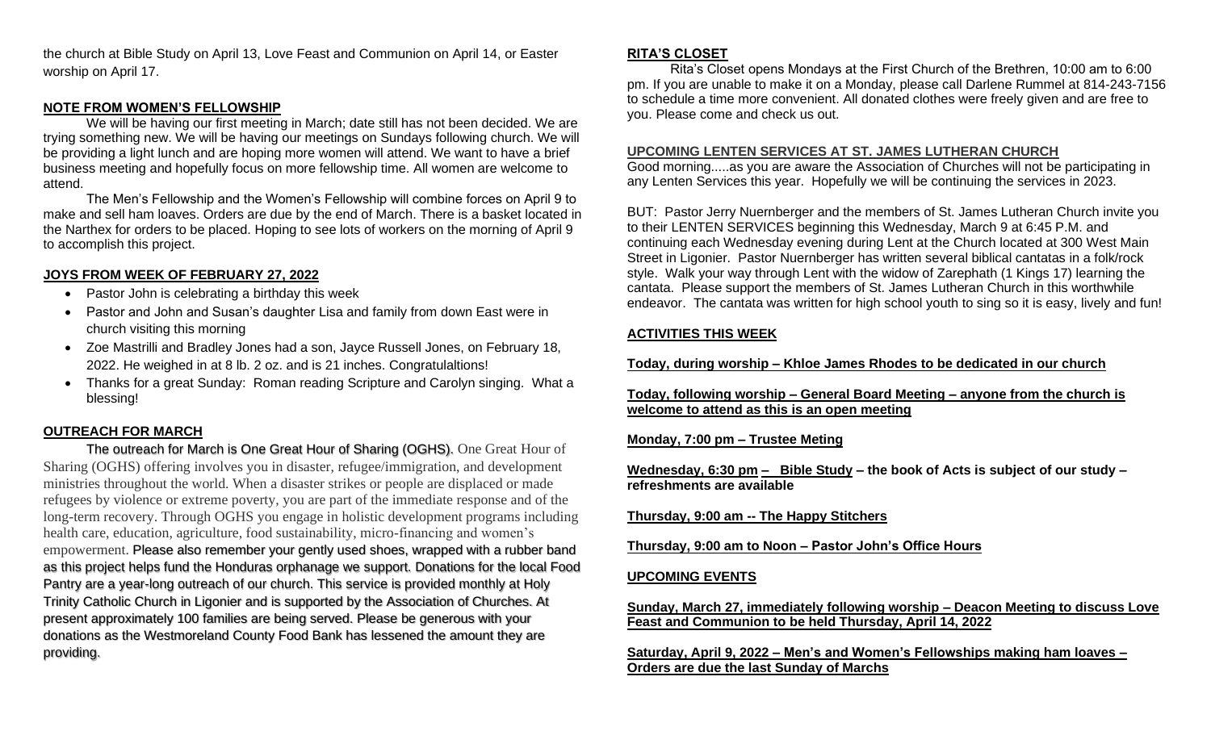the church at Bible Study on April 13, Love Feast and Communion on April 14, or Easter worship on April 17.

## NOTE FROM WOMEN'S FELLOWSHIP

We will be having our first meeting in March; date still has not been decided. We are trying something new. We will be having our meetings on Sundays following church. We will be providing a light lunch and are hoping more women will attend. We want to have a brief business meeting and hopefully focus on more fellowship time. All women are welcome to attend.

The Men's Fellowship and the Women's Fellowship will combine forces on April 9 to make and sell ham loaves. Orders are due by the end of March. There is a basket located in the Narthex for orders to be placed. Hoping to see lots of workers on the morning of April 9 to accomplish this project.

## JOYS FROM WEEK OF FEBRUARY 27, 2022

- Pastor John is celebrating a birthday this week
- Pastor and John and Susan's daughter Lisa and family from down East were in church visiting this morning
- Zoe Mastrilli and Bradley Jones had a son, Jayce Russell Jones, on February 18, 2022. He weighed in at 8 lb. 2 oz. and is 21 inches. Congratulaltions!
- Thanks for a great Sunday: Roman reading Scripture and Carolyn singing. What a blessing!

## OUTREACH FOR MARCH

The outreach for March is One Great Hour of Sharing (OGHS). One Great Hour of Sharing (OGHS) offering involves you in disaster, refugee/immigration, and development ministries throughout the world. When a disaster strikes or people are displaced or made refugees by violence or extreme poverty, you are part of the immediate response and of the long-term recovery. Through OGHS you engage in holistic development programs including health care, education, agriculture, food sustainability, micro-financing and women's empowerment. Please also remember your gently used shoes, wrapped with a rubber band as this project helps fund the Honduras orphanage we support. Donations for the local Food Pantry are a year-long outreach of our church. This service is provided monthly at Holy Trinity Catholic Church in Ligonier and is supported by the Association of Churches. At present approximately 100 families are being served. Please be generous with your donations as the Westmoreland County Food Bank has lessened the amount they are providing.

## RITA'S CLOSET

Rita's Closet opens Mondays at the First Church of the Brethren, 10:00 am to 6:00 pm. If you are unable to make it on a Monday, please call Darlene Rummel at 814-243-7156 to schedule a time more convenient. All donated clothes were freely given and are free to you. Please come and check us out.

## UPCOMING LENTEN SERVICES AT ST. JAMES LUTHERAN CHURCH

Good morning.....as you are aware the Association of Churches will not be participating in any Lenten Services this year. Hopefully we will be continuing the services in 2023.

BUT: Pastor Jerry Nuernberger and the members of St. James Lutheran Church invite you to their LENTEN SERVICES beginning this Wednesday, March 9 at 6:45 P.M. and continuing each Wednesday evening during Lent at the Church located at 300 West Main Street in Ligonier. Pastor Nuernberger has written several biblical cantatas in a folk/rock style. Walk your way through Lent with the widow of Zarephath (1 Kings 17) learning the cantata. Please support the members of St. James Lutheran Church in this worthwhile endeavor. The cantata was written for high school youth to sing so it is easy, lively and fun!

## ACTIVITIES THIS WEEK

**Today, during worship – Khloe James Rhodes to be dedicated in our church**

**Today, following worship – General Board Meeting – anyone from the church is welcome to attend as this is an open meeting**

**Monday, 7:00 pm – Trustee Meting**

**Wednesday, 6:30 pm – Bible Study – the book of Acts is subject of our study – refreshments are available**

**Thursday, 9:00 am -- The Happy Stitchers**

**Thursday, 9:00 am to Noon – Pastor John's Office Hours**

## UPCOMING EVENTS

**Sunday, March 27, immediately following worship – Deacon Meeting to discuss Love Feast and Communion to be held Thursday, April 14, 2022**

**Saturday, April 9, 2022 – Men's and Women's Fellowships making ham loaves – Orders are due the last Sunday of Marchs**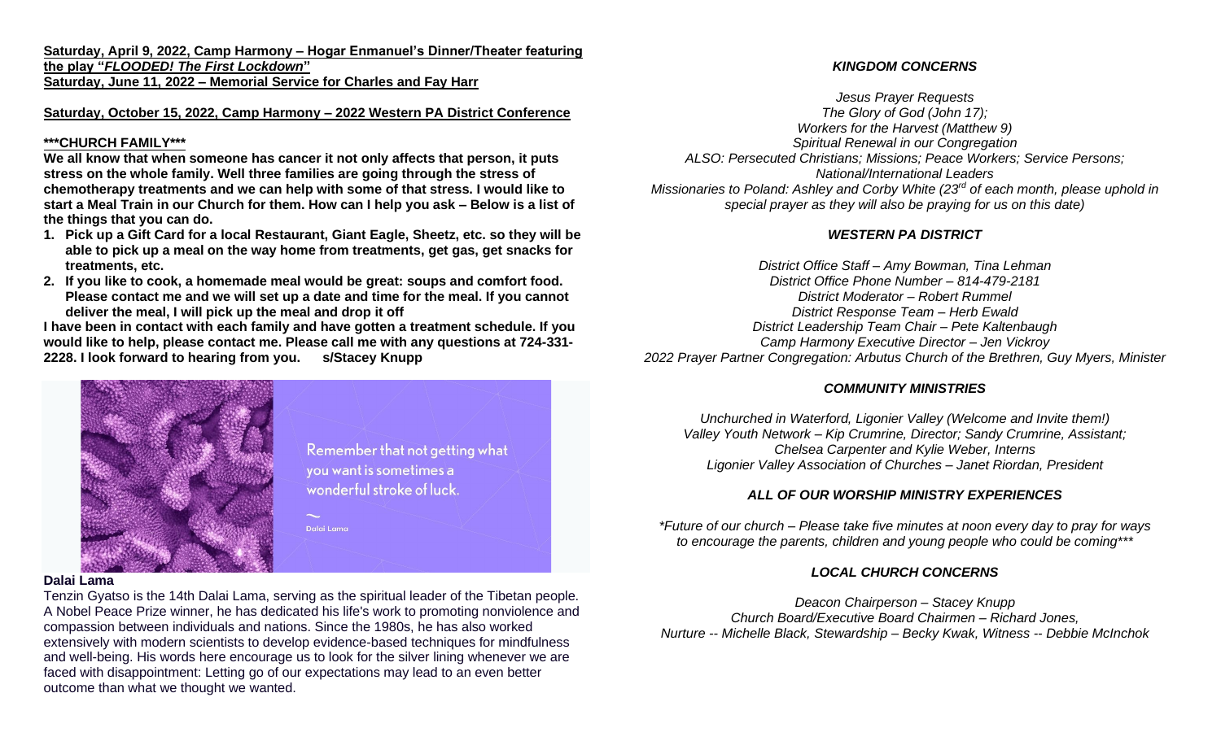**Saturday, April 9, 2022, Camp Harmony – Hogar Enmanuel's Dinner/Theater featuring the play "*FLOODED! The First Lockdown*"**
**Saturday, June 11, 2022 – Memorial Service for Charles and Fay Harr**

**Saturday, October 15, 2022, Camp Harmony – 2022 Western PA District Conference**

**\*\*\*CHURCH FAMILY\*\*\***

**We all know that when someone has cancer it not only affects that person, it puts stress on the whole family. Well three families are going through the stress of chemotherapy treatments and we can help with some of that stress. I would like to start a Meal Train in our Church for them. How can I help you ask – Below is a list of the things that you can do.**

1. **Pick up a Gift Card for a local Restaurant, Giant Eagle, Sheetz, etc. so they will be able to pick up a meal on the way home from treatments, get gas, get snacks for treatments, etc.**
2. **If you like to cook, a homemade meal would be great: soups and comfort food. Please contact me and we will set up a date and time for the meal. If you cannot deliver the meal, I will pick up the meal and drop it off**

**I have been in contact with each family and have gotten a treatment schedule. If you would like to help, please contact me. Please call me with any questions at 724-331-2228. I look forward to hearing from you. s/Stacey Knupp**

Remember that not getting what you want is sometimes a wonderful stroke of luck.

~ Dalai Lama

**Dalai Lama**

Tenzin Gyatso is the 14th Dalai Lama, serving as the spiritual leader of the Tibetan people. A Nobel Peace Prize winner, he has dedicated his life's work to promoting nonviolence and compassion between individuals and nations. Since the 1980s, he has also worked extensively with modern scientists to develop evidence-based techniques for mindfulness and well-being. His words here encourage us to look for the silver lining whenever we are faced with disappointment: Letting go of our expectations may lead to an even better outcome than what we thought we wanted.

### *KINGDOM CONCERNS*

*Jesus Prayer Requests*
*The Glory of God (John 17);*
*Workers for the Harvest (Matthew 9)*
*Spiritual Renewal in our Congregation*
*ALSO: Persecuted Christians; Missions; Peace Workers; Service Persons; National/International Leaders*
*Missionaries to Poland: Ashley and Corby White (23rd of each month, please uphold in special prayer as they will also be praying for us on this date)*

### *WESTERN PA DISTRICT*

*District Office Staff – Amy Bowman, Tina Lehman*
*District Office Phone Number – 814-479-2181*
*District Moderator – Robert Rummel*
*District Response Team – Herb Ewald*
*District Leadership Team Chair – Pete Kaltenbaugh*
*Camp Harmony Executive Director – Jen Vickroy*
*2022 Prayer Partner Congregation: Arbutus Church of the Brethren, Guy Myers, Minister*

### *COMMUNITY MINISTRIES*

*Unchurched in Waterford, Ligonier Valley (Welcome and Invite them!)*
*Valley Youth Network – Kip Crumrine, Director; Sandy Crumrine, Assistant; Chelsea Carpenter and Kylie Weber, Interns*
*Ligonier Valley Association of Churches – Janet Riordan, President*

### *ALL OF OUR WORSHIP MINISTRY EXPERIENCES*

*\*Future of our church – Please take five minutes at noon every day to pray for ways to encourage the parents, children and young people who could be coming\*\*\**

### *LOCAL CHURCH CONCERNS*

*Deacon Chairperson – Stacey Knupp*
*Church Board/Executive Board Chairmen – Richard Jones,*
*Nurture -- Michelle Black, Stewardship – Becky Kwak, Witness -- Debbie McInchok*